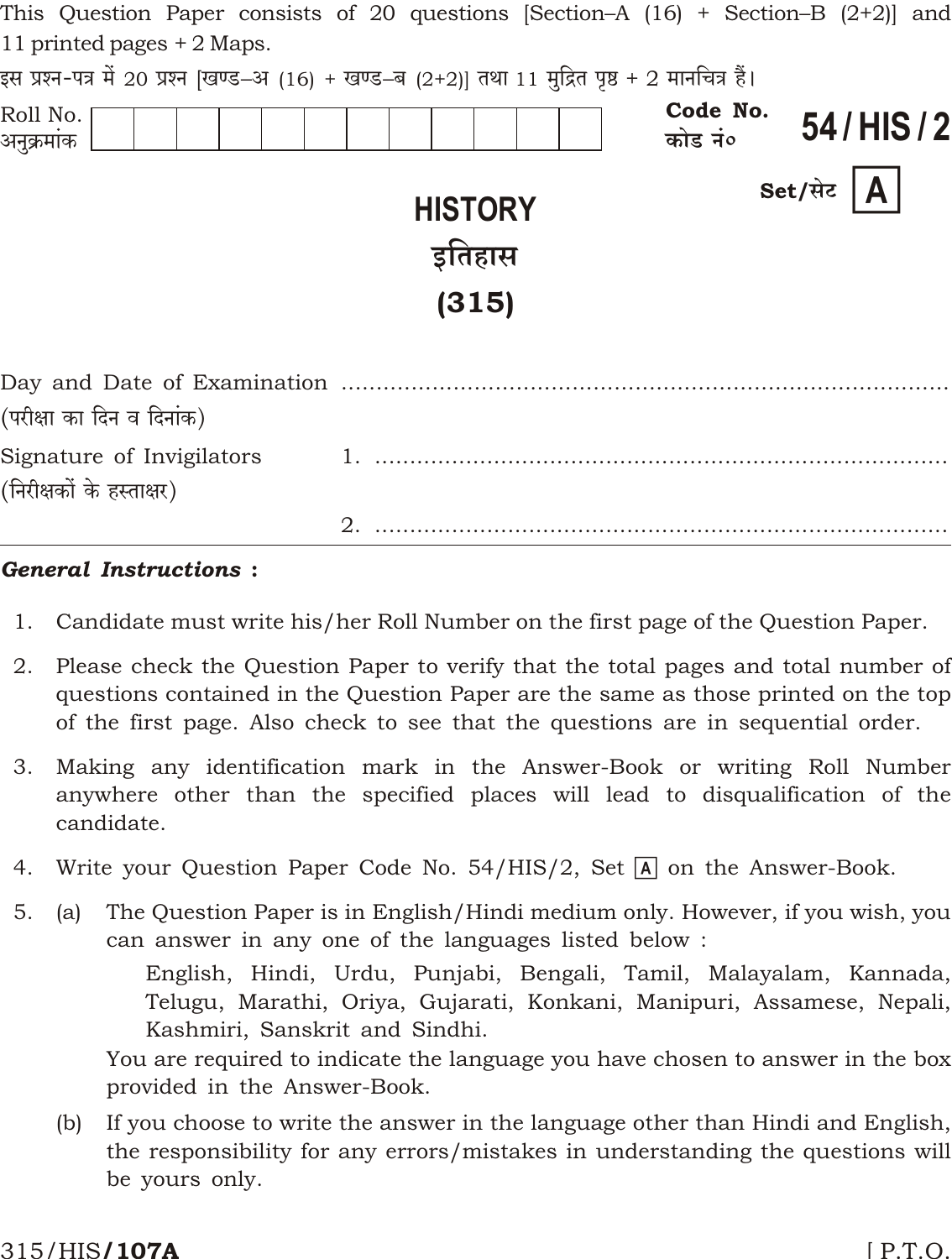This Question Paper consists of 20 questions [Section–A (16) + Section–B (2+2)] and 11 printed pages + 2 Maps.

इस प्रश्न-पत्र में 20 प्रश्न [खण्ड–अ (16) + खण्ड–ब (2+2)] तथा 11 मुद्रित पृष्ठ + 2 मानचित्र हैं।

| Roll No. अनुक्रमांक | | | | | | | | | | | | |
|---|---|---|---|---|---|---|---|---|---|---|---|---|

**Code No. कोड नं० 54/HIS/2**

**Set/सेट A**

# HISTORY
# इतिहास
# (315)

Day and Date of Examination ..........................................................................
(परीक्षा का दिन व दिनांक)

Signature of Invigilators 1. ..........................................................................
(निरीक्षकों के हस्ताक्षर)

2. ..........................................................................

***General Instructions* :**

1. Candidate must write his/her Roll Number on the first page of the Question Paper.
2. Please check the Question Paper to verify that the total pages and total number of questions contained in the Question Paper are the same as those printed on the top of the first page. Also check to see that the questions are in sequential order.
3. Making any identification mark in the Answer-Book or writing Roll Number anywhere other than the specified places will lead to disqualification of the candidate.
4. Write your Question Paper Code No. 54/HIS/2, Set A on the Answer-Book.
5. (a) The Question Paper is in English/Hindi medium only. However, if you wish, you can answer in any one of the languages listed below :

   English, Hindi, Urdu, Punjabi, Bengali, Tamil, Malayalam, Kannada, Telugu, Marathi, Oriya, Gujarati, Konkani, Manipuri, Assamese, Nepali, Kashmiri, Sanskrit and Sindhi.

   You are required to indicate the language you have chosen to answer in the box provided in the Answer-Book.

   (b) If you choose to write the answer in the language other than Hindi and English, the responsibility for any errors/mistakes in understanding the questions will be yours only.

315/HIS**/107A**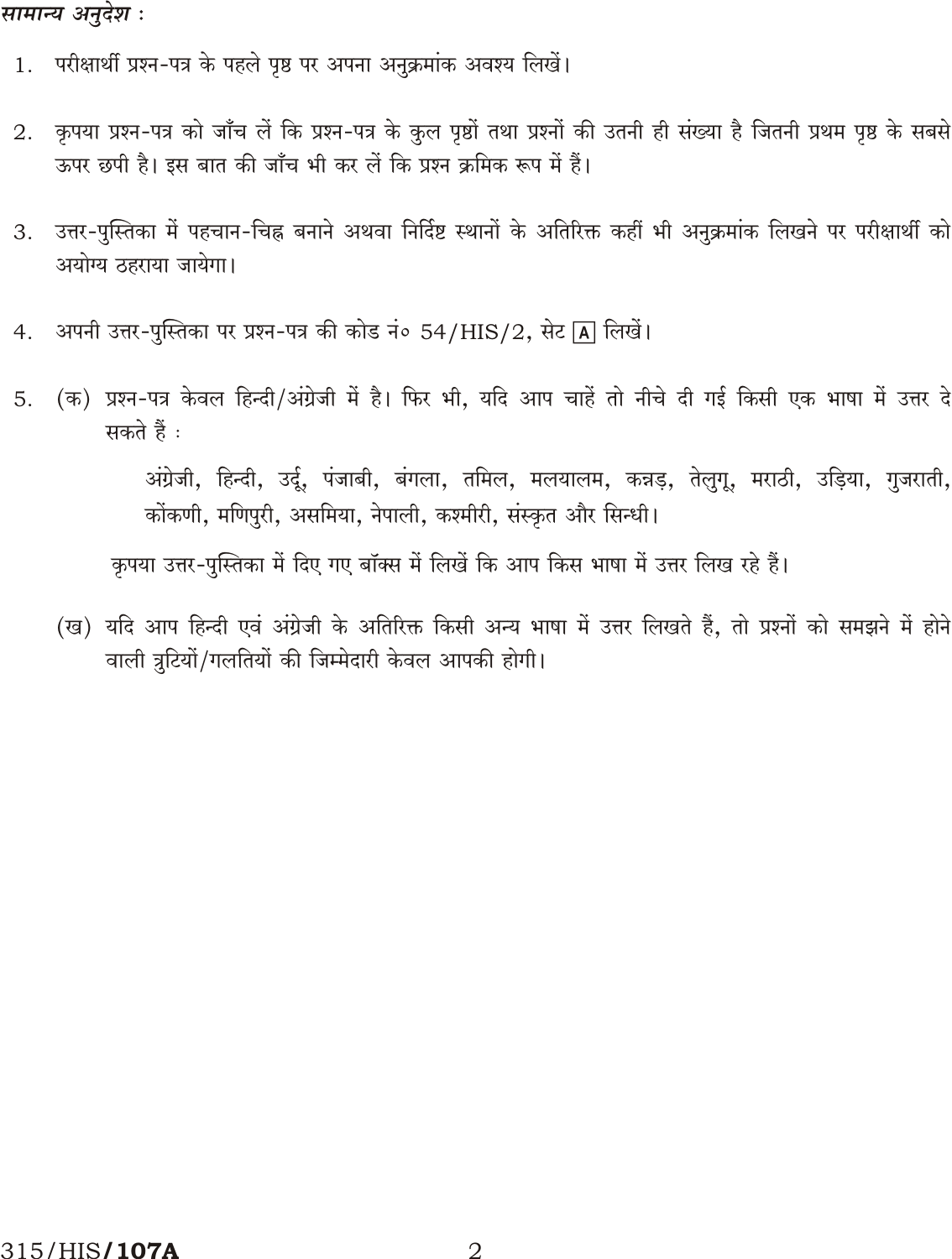*सामान्य अनुदेश :*

1. परीक्षार्थी प्रश्न-पत्र के पहले पृष्ठ पर अपना अनुक्रमांक अवश्य लिखें।

2. कृपया प्रश्न-पत्र को जाँच लें कि प्रश्न-पत्र के कुल पृष्ठों तथा प्रश्नों की उतनी ही संख्या है जितनी प्रथम पृष्ठ के सबसे ऊपर छपी है। इस बात की जाँच भी कर लें कि प्रश्न क्रमिक रूप में हैं।

3. उत्तर-पुस्तिका में पहचान-चिह्न बनाने अथवा निर्दिष्ट स्थानों के अतिरिक्त कहीं भी अनुक्रमांक लिखने पर परीक्षार्थी को अयोग्य ठहराया जायेगा।

4. अपनी उत्तर-पुस्तिका पर प्रश्न-पत्र की कोड नं० 54/HIS/2, सेट [A] लिखें।

5. (क) प्रश्न-पत्र केवल हिन्दी/अंग्रेजी में है। फिर भी, यदि आप चाहें तो नीचे दी गई किसी एक भाषा में उत्तर दे सकते हैं :

   अंग्रेजी, हिन्दी, उर्दू, पंजाबी, बंगला, तमिल, मलयालम, कन्नड़, तेलुगू, मराठी, उड़िया, गुजराती, कोंकणी, मणिपुरी, असमिया, नेपाली, कश्मीरी, संस्कृत और सिन्धी।

   कृपया उत्तर-पुस्तिका में दिए गए बॉक्स में लिखें कि आप किस भाषा में उत्तर लिख रहे हैं।

   (ख) यदि आप हिन्दी एवं अंग्रेजी के अतिरिक्त किसी अन्य भाषा में उत्तर लिखते हैं, तो प्रश्नों को समझने में होने वाली त्रुटियों/गलतियों की जिम्मेदारी केवल आपकी होगी।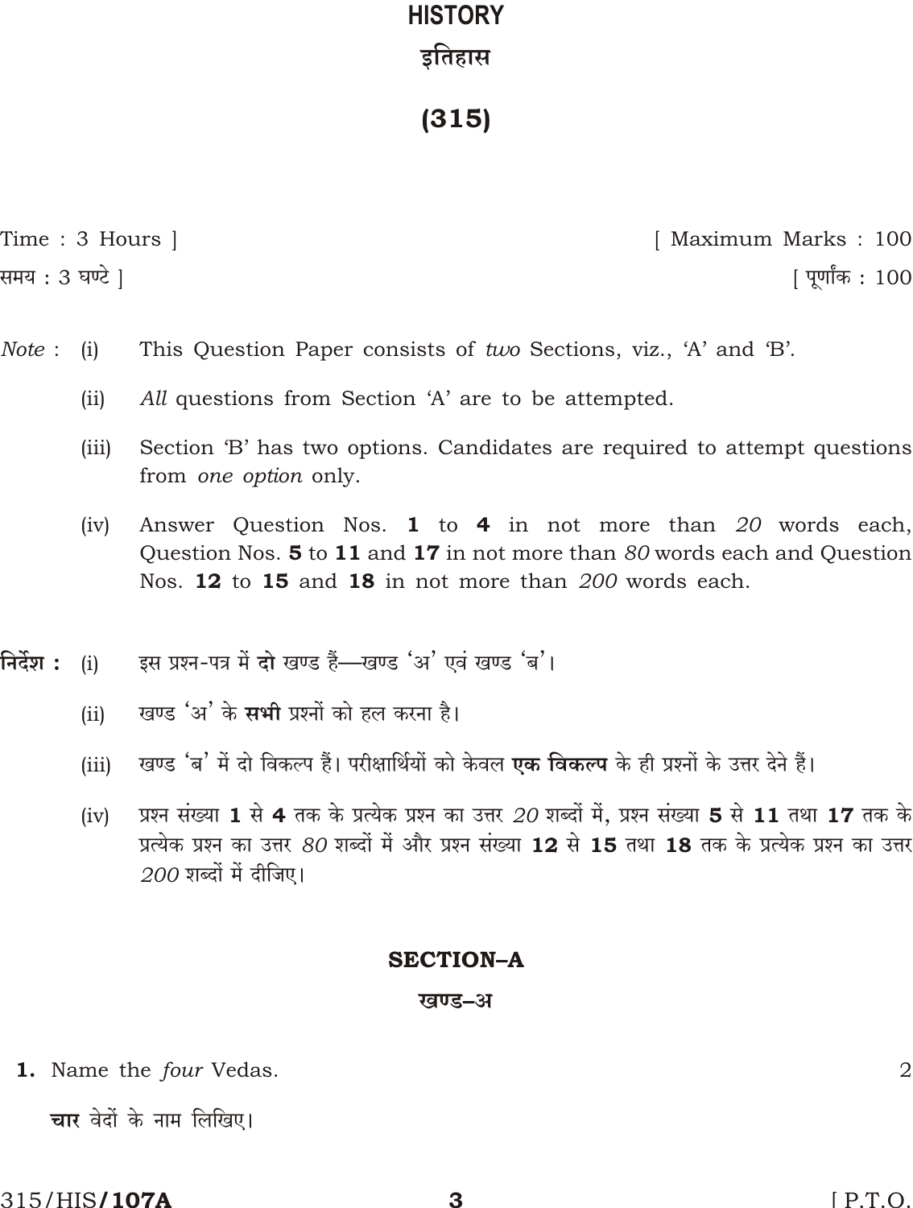# HISTORY

# इतिहास

# (315)

Time : 3 Hours ] [ Maximum Marks : 100

समय : 3 घण्टे ] [ पूर्णांक : 100

*Note* : (i) This Question Paper consists of *two* Sections, viz., 'A' and 'B'.

(ii) *All* questions from Section 'A' are to be attempted.

(iii) Section 'B' has two options. Candidates are required to attempt questions from *one option* only.

(iv) Answer Question Nos. **1** to **4** in not more than *20* words each, Question Nos. **5** to **11** and **17** in not more than *80* words each and Question Nos. **12** to **15** and **18** in not more than *200* words each.

**निर्देश :** (i) इस प्रश्न-पत्र में **दो** खण्ड हैं—खण्ड 'अ' एवं खण्ड 'ब'।

(ii) खण्ड 'अ' के **सभी** प्रश्नों को हल करना है।

(iii) खण्ड 'ब' में दो विकल्प हैं। परीक्षार्थियों को केवल **एक विकल्प** के ही प्रश्नों के उत्तर देने हैं।

(iv) प्रश्न संख्या **1** से **4** तक के प्रत्येक प्रश्न का उत्तर *20* शब्दों में, प्रश्न संख्या **5** से **11** तथा **17** तक के प्रत्येक प्रश्न का उत्तर *80* शब्दों में और प्रश्न संख्या **12** से **15** तथा **18** तक के प्रत्येक प्रश्न का उत्तर *200* शब्दों में दीजिए।

## SECTION–A

## खण्ड–अ

**1.** Name the *four* Vedas. 2

**चार** वेदों के नाम लिखिए।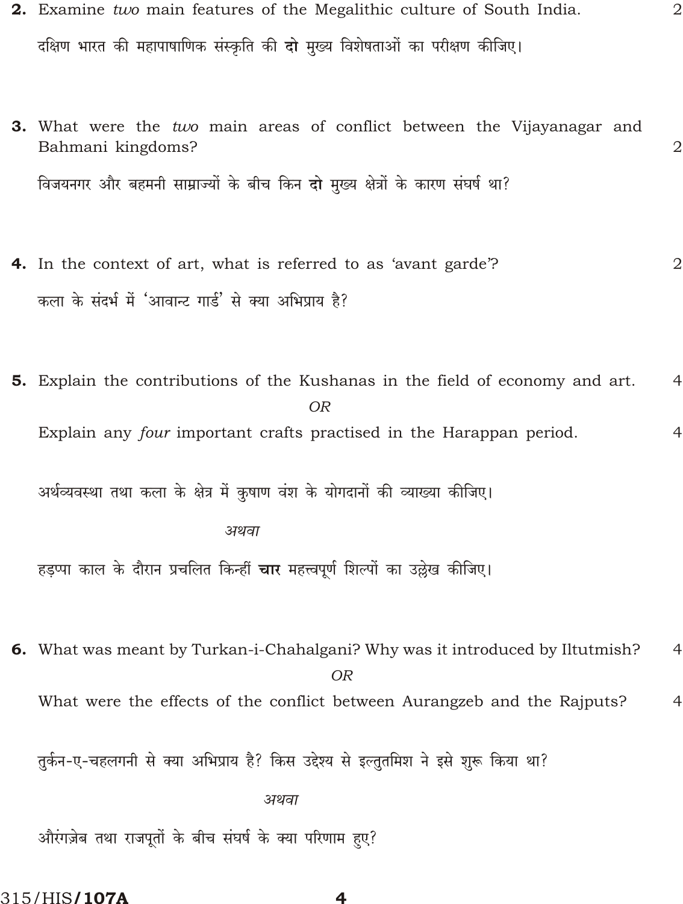**2.** Examine *two* main features of the Megalithic culture of South India. 2

दक्षिण भारत की महापाषाणिक संस्कृति की **दो** मुख्य विशेषताओं का परीक्षण कीजिए।

**3.** What were the *two* main areas of conflict between the Vijayanagar and Bahmani kingdoms? 2

विजयनगर और बहमनी साम्राज्यों के बीच किन **दो** मुख्य क्षेत्रों के कारण संघर्ष था?

**4.** In the context of art, what is referred to as 'avant garde'? 2

कला के संदर्भ में 'आवान्ट गार्ड' से क्या अभिप्राय है?

**5.** Explain the contributions of the Kushanas in the field of economy and art. 4

*OR*

Explain any *four* important crafts practised in the Harappan period. 4

अर्थव्यवस्था तथा कला के क्षेत्र में कुषाण वंश के योगदानों की व्याख्या कीजिए।

*अथवा*

हड़प्पा काल के दौरान प्रचलित किन्हीं **चार** महत्त्वपूर्ण शिल्पों का उल्लेख कीजिए।

**6.** What was meant by Turkan-i-Chahalgani? Why was it introduced by Iltutmish? 4

*OR*

What were the effects of the conflict between Aurangzeb and the Rajputs? 4

तुर्कन-ए-चहलगनी से क्या अभिप्राय है? किस उद्देश्य से इल्तुतमिश ने इसे शुरू किया था?

*अथवा*

औरंगज़ेब तथा राजपूतों के बीच संघर्ष के क्या परिणाम हुए?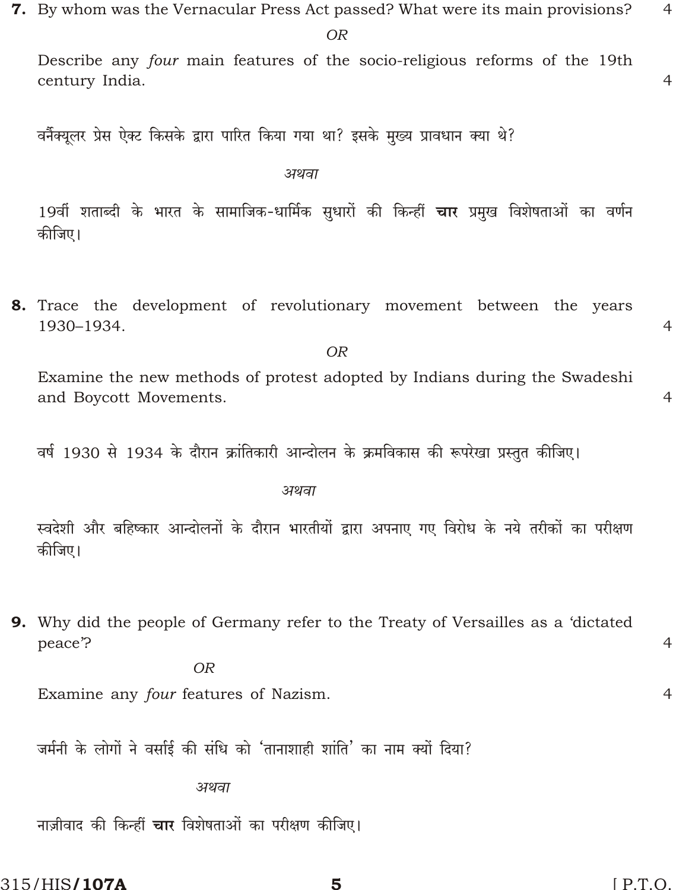**7.** By whom was the Vernacular Press Act passed? What were its main provisions? 4

*OR*

Describe any *four* main features of the socio-religious reforms of the 19th century India. 4

वर्नेक्यूलर प्रेस ऐक्ट किसके द्वारा पारित किया गया था? इसके मुख्य प्रावधान क्या थे?

*अथवा*

19वीं शताब्दी के भारत के सामाजिक-धार्मिक सुधारों की किन्हीं **चार** प्रमुख विशेषताओं का वर्णन कीजिए।

**8.** Trace the development of revolutionary movement between the years 1930–1934. 4

*OR*

Examine the new methods of protest adopted by Indians during the Swadeshi and Boycott Movements. 4

वर्ष 1930 से 1934 के दौरान क्रांतिकारी आन्दोलन के क्रमविकास की रूपरेखा प्रस्तुत कीजिए।

*अथवा*

स्वदेशी और बहिष्कार आन्दोलनों के दौरान भारतीयों द्वारा अपनाए गए विरोध के नये तरीकों का परीक्षण कीजिए।

**9.** Why did the people of Germany refer to the Treaty of Versailles as a 'dictated peace'? 4

*OR*

Examine any *four* features of Nazism. 4

जर्मनी के लोगों ने वर्साई की संधि को 'तानाशाही शांति' का नाम क्यों दिया?

*अथवा*

नाज़ीवाद की किन्हीं **चार** विशेषताओं का परीक्षण कीजिए।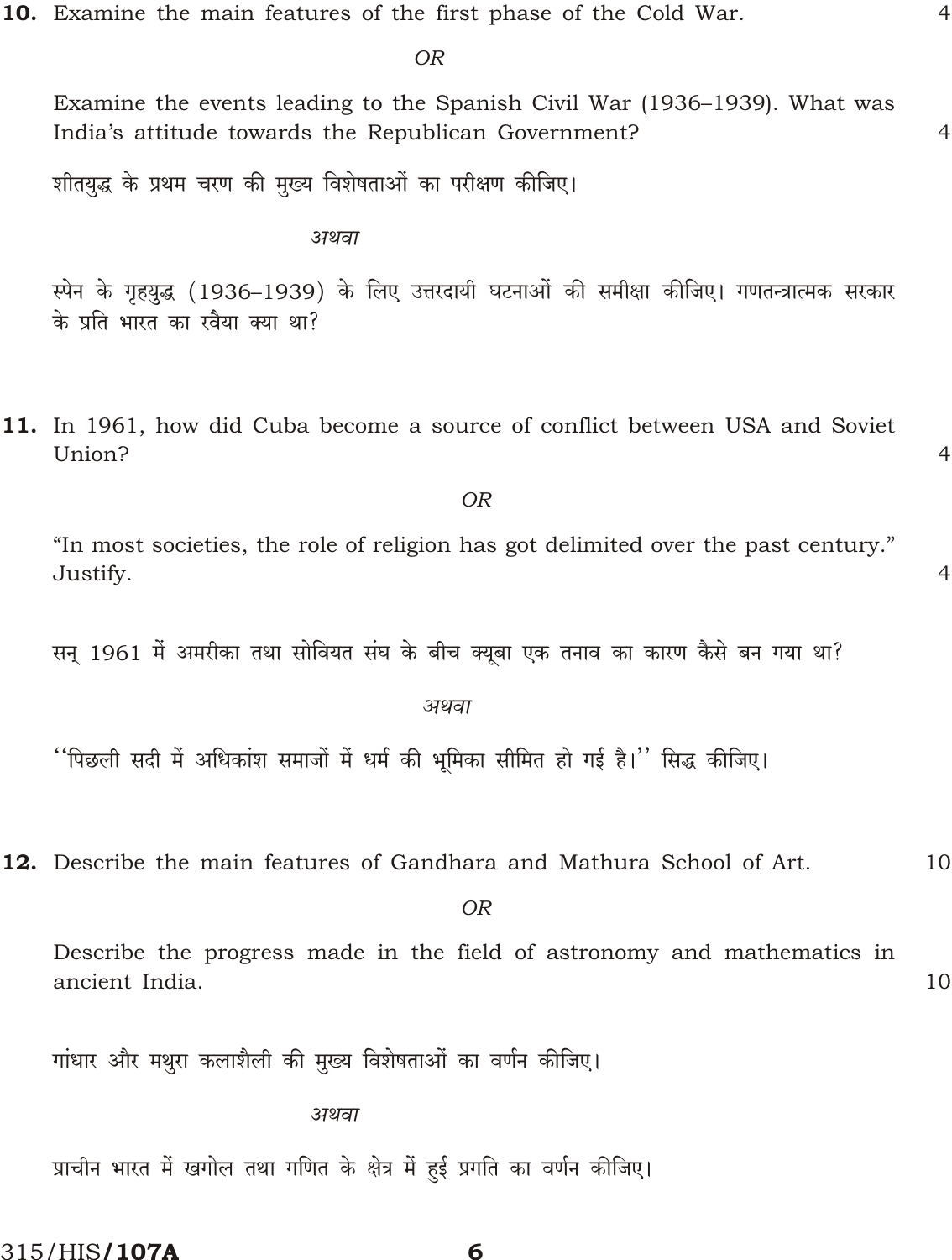**10.** Examine the main features of the first phase of the Cold War. 4

*OR*

Examine the events leading to the Spanish Civil War (1936–1939). What was India's attitude towards the Republican Government? 4

शीतयुद्ध के प्रथम चरण की मुख्य विशेषताओं का परीक्षण कीजिए।

*अथवा*

स्पेन के गृहयुद्ध (1936–1939) के लिए उत्तरदायी घटनाओं की समीक्षा कीजिए। गणतन्त्रात्मक सरकार के प्रति भारत का रवैया क्या था?

**11.** In 1961, how did Cuba become a source of conflict between USA and Soviet Union? 4

*OR*

"In most societies, the role of religion has got delimited over the past century." Justify. 4

सन् 1961 में अमरीका तथा सोवियत संघ के बीच क्यूबा एक तनाव का कारण कैसे बन गया था?

*अथवा*

''पिछली सदी में अधिकांश समाजों में धर्म की भूमिका सीमित हो गई है।'' सिद्ध कीजिए।

**12.** Describe the main features of Gandhara and Mathura School of Art. 10

*OR*

Describe the progress made in the field of astronomy and mathematics in ancient India. 10

गांधार और मथुरा कलाशैली की मुख्य विशेषताओं का वर्णन कीजिए।

*अथवा*

प्राचीन भारत में खगोल तथा गणित के क्षेत्र में हुई प्रगति का वर्णन कीजिए।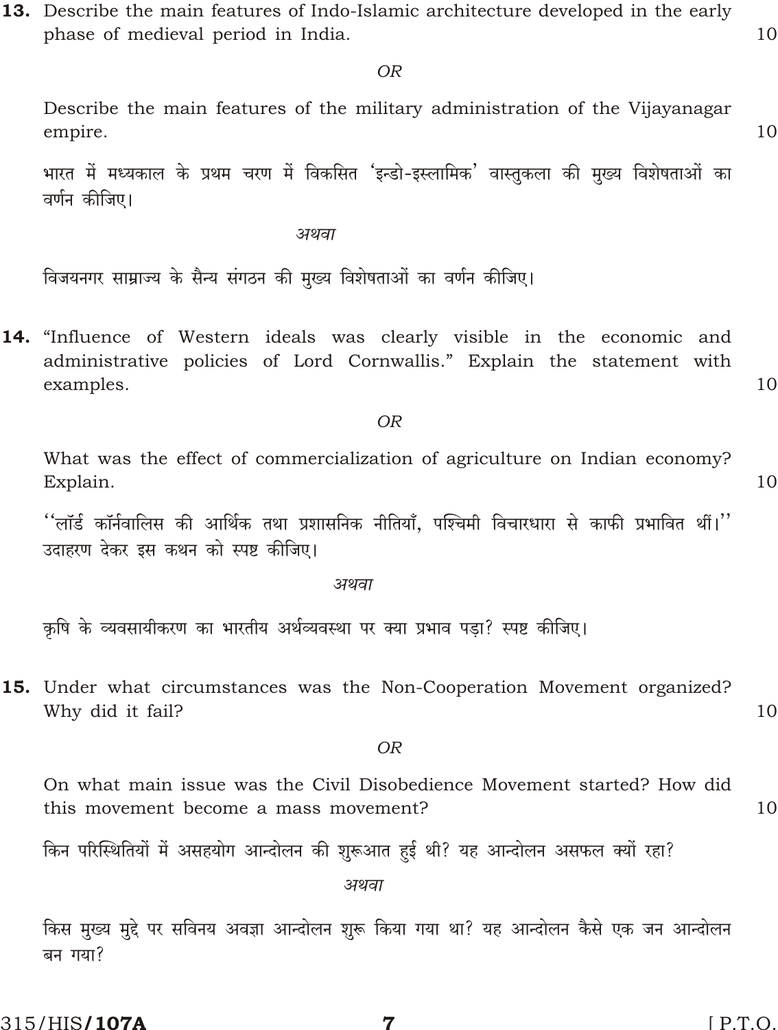**13.** Describe the main features of Indo-Islamic architecture developed in the early phase of medieval period in India. 10

*OR*

Describe the main features of the military administration of the Vijayanagar empire. 10

भारत में मध्यकाल के प्रथम चरण में विकसित 'इन्डो-इस्लामिक' वास्तुकला की मुख्य विशेषताओं का वर्णन कीजिए।

*अथवा*

विजयनगर साम्राज्य के सैन्य संगठन की मुख्य विशेषताओं का वर्णन कीजिए।

**14.** "Influence of Western ideals was clearly visible in the economic and administrative policies of Lord Cornwallis." Explain the statement with examples. 10

*OR*

What was the effect of commercialization of agriculture on Indian economy? Explain. 10

''लॉर्ड कॉर्नवालिस की आर्थिक तथा प्रशासनिक नीतियाँ, पश्चिमी विचारधारा से काफी प्रभावित थीं।'' उदाहरण देकर इस कथन को स्पष्ट कीजिए।

*अथवा*

कृषि के व्यवसायीकरण का भारतीय अर्थव्यवस्था पर क्या प्रभाव पड़ा? स्पष्ट कीजिए।

**15.** Under what circumstances was the Non-Cooperation Movement organized? Why did it fail? 10

*OR*

On what main issue was the Civil Disobedience Movement started? How did this movement become a mass movement? 10

किन परिस्थितियों में असहयोग आन्दोलन की शुरूआत हुई थी? यह आन्दोलन असफल क्यों रहा?

*अथवा*

किस मुख्य मुद्दे पर सविनय अवज्ञा आन्दोलन शुरू किया गया था? यह आन्दोलन कैसे एक जन आन्दोलन बन गया?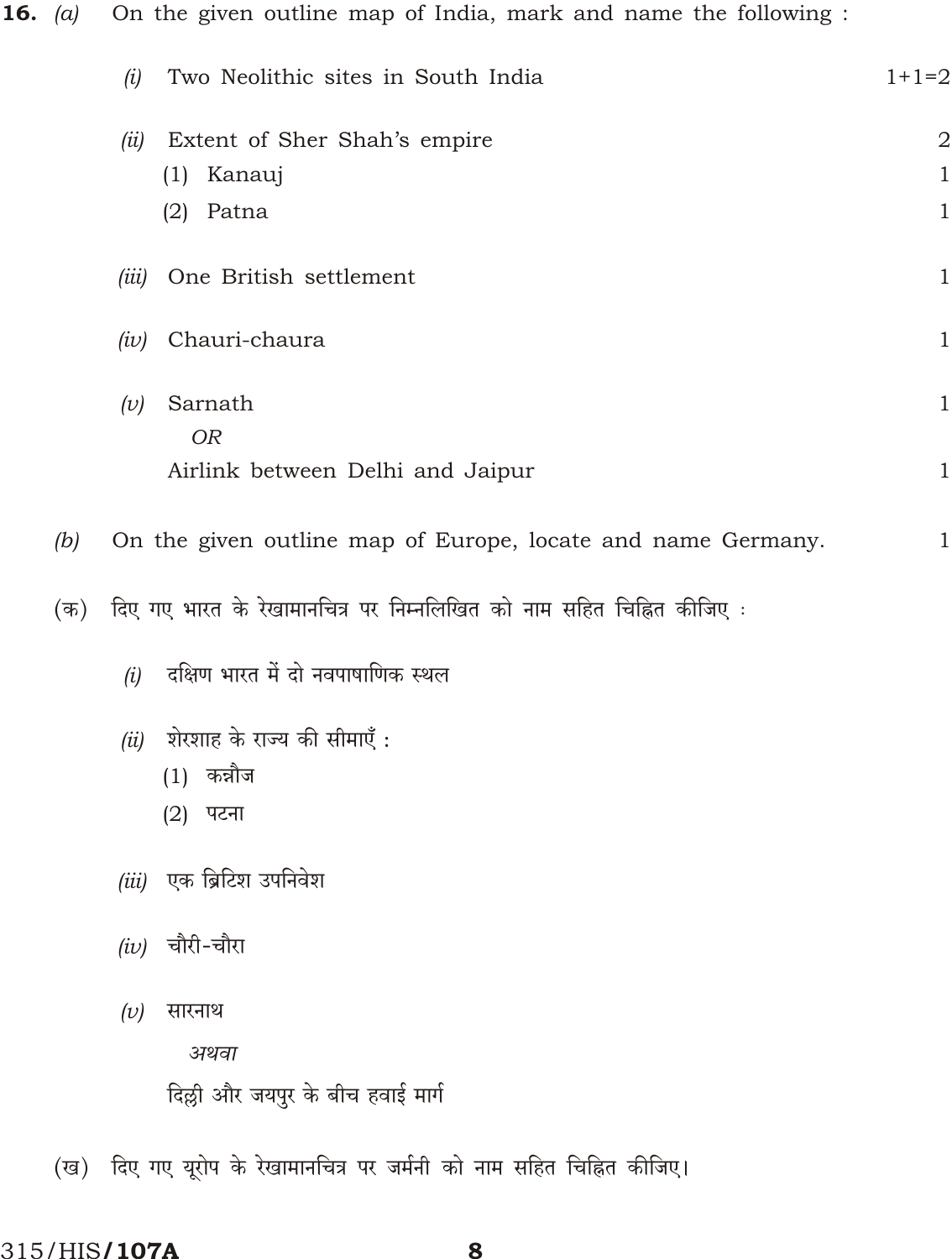**16.** *(a)* On the given outline map of India, mark and name the following :

*(i)* Two Neolithic sites in South India — 1+1=2

*(ii)* Extent of Sher Shah's empire — 2

(1) Kanauj — 1

(2) Patna — 1

*(iii)* One British settlement — 1

*(iv)* Chauri-chaura — 1

*(v)* Sarnath — 1

*OR*

Airlink between Delhi and Jaipur — 1

*(b)* On the given outline map of Europe, locate and name Germany. — 1

(क) दिए गए भारत के रेखामानचित्र पर निम्नलिखित को नाम सहित चिह्नित कीजिए :

*(i)* दक्षिण भारत में दो नवपाषाणिक स्थल

*(ii)* शेरशाह के राज्य की सीमाएँ :

(1) कन्नौज

(2) पटना

*(iii)* एक ब्रिटिश उपनिवेश

*(iv)* चौरी-चौरा

*(v)* सारनाथ

*अथवा*

दिल्ली और जयपुर के बीच हवाई मार्ग

(ख) दिए गए यूरोप के रेखामानचित्र पर जर्मनी को नाम सहित चिह्नित कीजिए।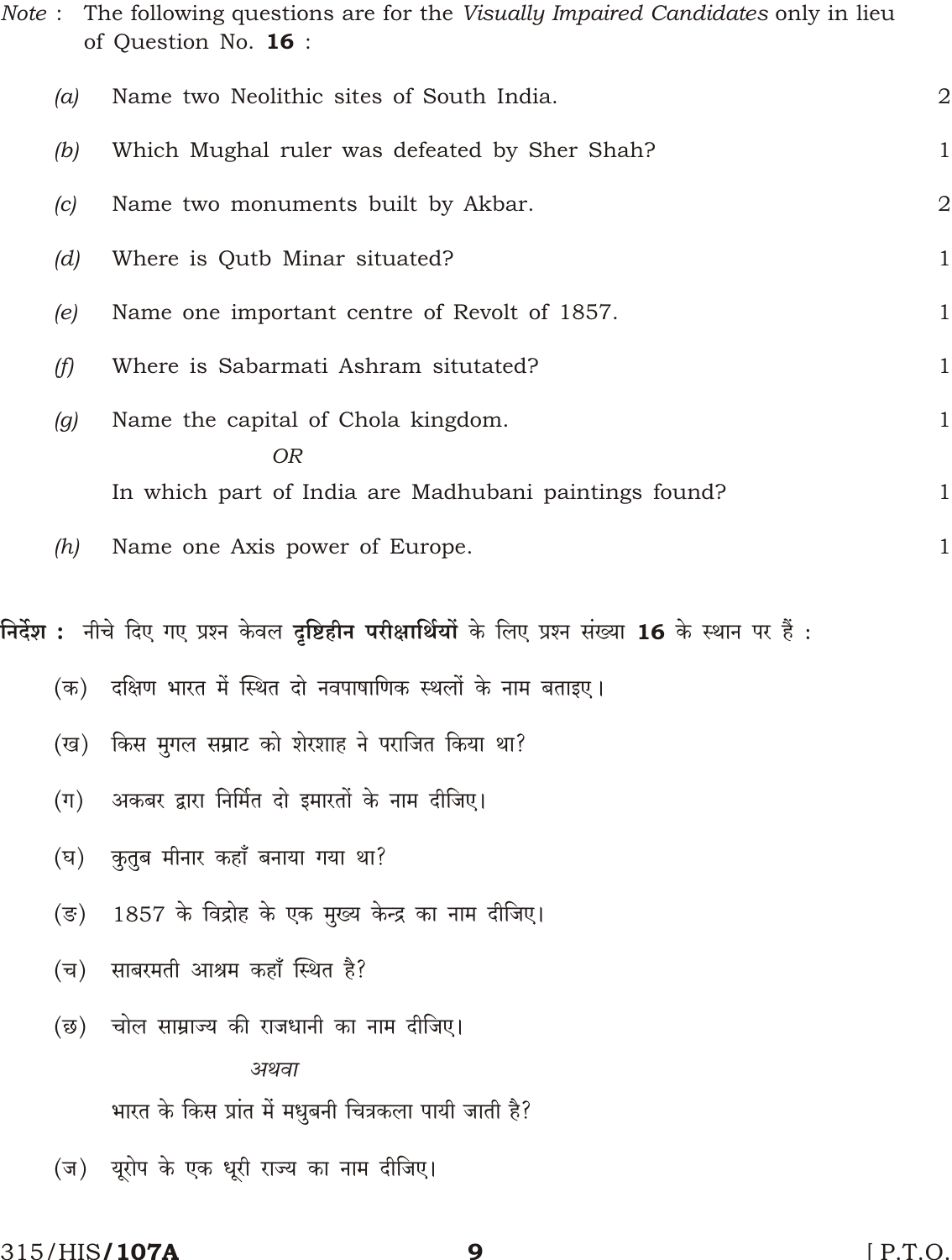*Note* : The following questions are for the *Visually Impaired Candidates* only in lieu of Question No. **16** :

*(a)* Name two Neolithic sites of South India. 2

*(b)* Which Mughal ruler was defeated by Sher Shah? 1

*(c)* Name two monuments built by Akbar. 2

*(d)* Where is Qutb Minar situated? 1

*(e)* Name one important centre of Revolt of 1857. 1

*(f)* Where is Sabarmati Ashram situtated? 1

*(g)* Name the capital of Chola kingdom. 1

*OR*

In which part of India are Madhubani paintings found? 1

*(h)* Name one Axis power of Europe. 1

**निर्देश :** नीचे दिए गए प्रश्न केवल **दृष्टिहीन परीक्षार्थियों** के लिए प्रश्न संख्या **16** के स्थान पर हैं :

(क) दक्षिण भारत में स्थित दो नवपाषाणिक स्थलों के नाम बताइए।

(ख) किस मुगल सम्राट को शेरशाह ने पराजित किया था?

(ग) अकबर द्वारा निर्मित दो इमारतों के नाम दीजिए।

(घ) कुतुब मीनार कहाँ बनाया गया था?

(ङ) 1857 के विद्रोह के एक मुख्य केन्द्र का नाम दीजिए।

(च) साबरमती आश्रम कहाँ स्थित है?

(छ) चोल साम्राज्य की राजधानी का नाम दीजिए।

*अथवा*

भारत के किस प्रांत में मधुबनी चित्रकला पायी जाती है?

(ज) यूरोप के एक धूरी राज्य का नाम दीजिए।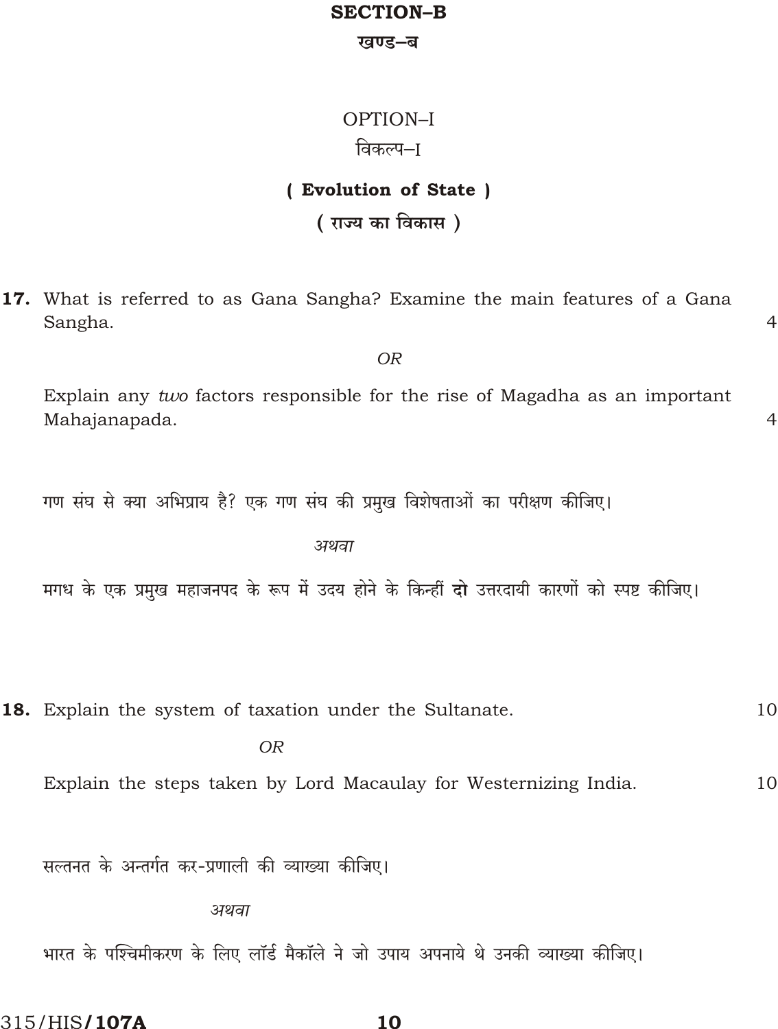## SECTION–B

## खण्ड–ब

### OPTION–I

### विकल्प–I

### ( Evolution of State )

### ( राज्य का विकास )

**17.** What is referred to as Gana Sangha? Examine the main features of a Gana Sangha. 4

*OR*

Explain any *two* factors responsible for the rise of Magadha as an important Mahajanapada. 4

गण संघ से क्या अभिप्राय है? एक गण संघ की प्रमुख विशेषताओं का परीक्षण कीजिए।

*अथवा*

मगध के एक प्रमुख महाजनपद के रूप में उदय होने के किन्हीं **दो** उत्तरदायी कारणों को स्पष्ट कीजिए।

**18.** Explain the system of taxation under the Sultanate. 10

*OR*

Explain the steps taken by Lord Macaulay for Westernizing India. 10

सल्तनत के अन्तर्गत कर-प्रणाली की व्याख्या कीजिए।

*अथवा*

भारत के पश्चिमीकरण के लिए लॉर्ड मैकॉले ने जो उपाय अपनाये थे उनकी व्याख्या कीजिए।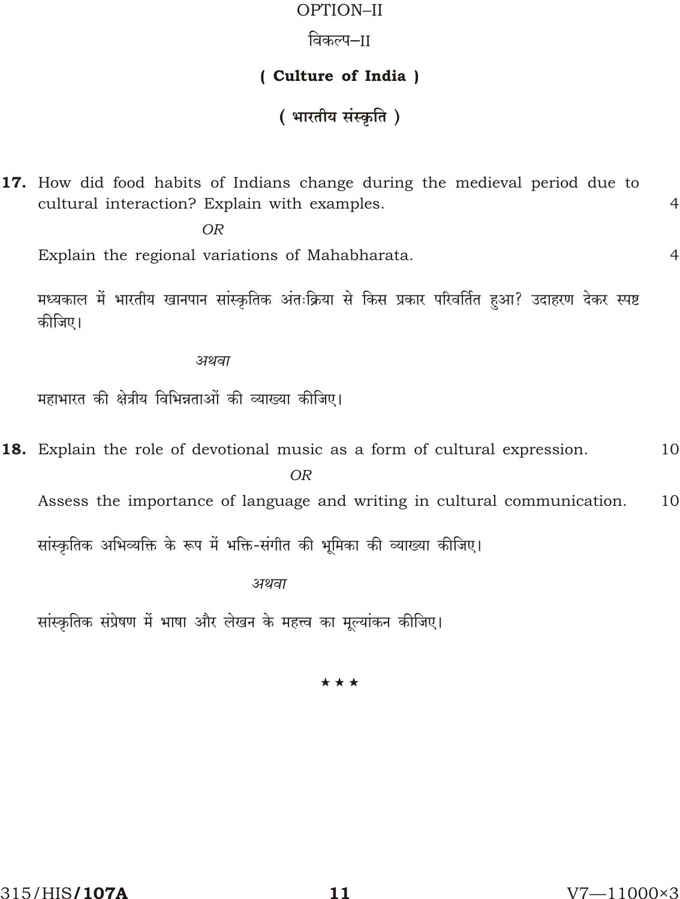OPTION–II

विकल्प–II

**( Culture of India )**

**( भारतीय संस्कृति )**

**17.** How did food habits of Indians change during the medieval period due to cultural interaction? Explain with examples. 4

*OR*

Explain the regional variations of Mahabharata. 4

मध्यकाल में भारतीय खानपान सांस्कृतिक अंतःक्रिया से किस प्रकार परिवर्तित हुआ? उदाहरण देकर स्पष्ट कीजिए।

*अथवा*

महाभारत की क्षेत्रीय विभिन्नताओं की व्याख्या कीजिए।

**18.** Explain the role of devotional music as a form of cultural expression. 10

*OR*

Assess the importance of language and writing in cultural communication. 10

सांस्कृतिक अभिव्यक्ति के रूप में भक्ति-संगीत की भूमिका की व्याख्या कीजिए।

*अथवा*

सांस्कृतिक संप्रेषण में भाषा और लेखन के महत्त्व का मूल्यांकन कीजिए।

★ ★ ★

315/HIS/**107A** V7—11000×3